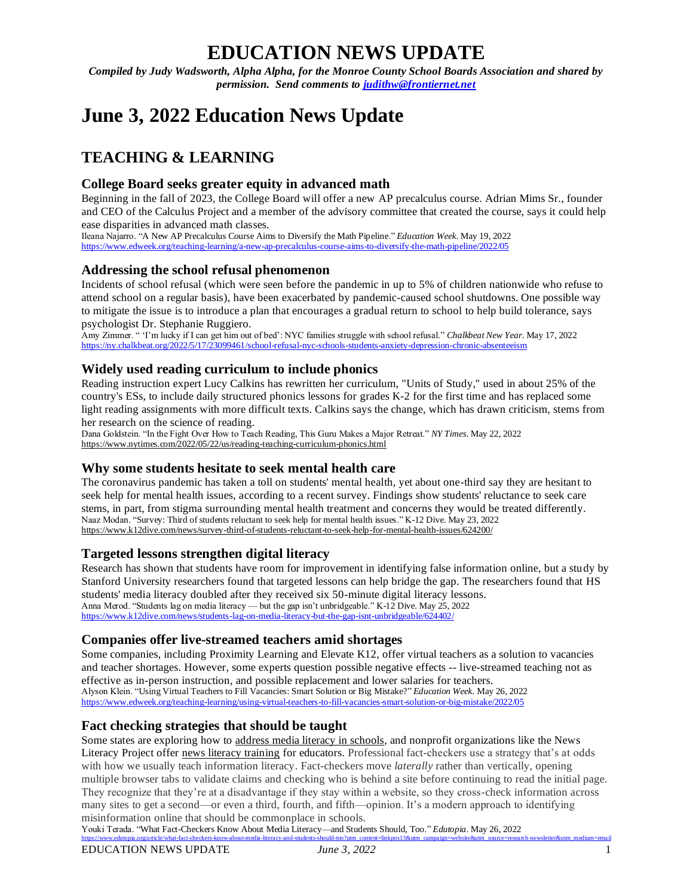# EDUCATION NEWS UPDATE

***Compiled by Judy Wadsworth, Alpha Alpha, for the Monroe County School Boards Association and shared by permission. Send comments to [judithw@frontiernet.net](mailto:judithw@frontiernet.net)***

# June 3, 2022 Education News Update

## TEACHING & LEARNING

### College Board seeks greater equity in advanced math

Beginning in the fall of 2023, the College Board will offer a new AP precalculus course. Adrian Mims Sr., founder and CEO of the Calculus Project and a member of the advisory committee that created the course, says it could help ease disparities in advanced math classes.

Ileana Najarro. "A New AP Precalculus Course Aims to Diversify the Math Pipeline." *Education Week*. May 19, 2022
https://www.edweek.org/teaching-learning/a-new-ap-precalculus-course-aims-to-diversify-the-math-pipeline/2022/05

### Addressing the school refusal phenomenon

Incidents of school refusal (which were seen before the pandemic in up to 5% of children nationwide who refuse to attend school on a regular basis), have been exacerbated by pandemic-caused school shutdowns. One possible way to mitigate the issue is to introduce a plan that encourages a gradual return to school to help build tolerance, says psychologist Dr. Stephanie Ruggiero.

Amy Zimmer. " 'I'm lucky if I can get him out of bed': NYC families struggle with school refusal." *Chalkbeat New Year*. May 17, 2022
https://ny.chalkbeat.org/2022/5/17/23099461/school-refusal-nyc-schools-students-anxiety-depression-chronic-absenteeism

### Widely used reading curriculum to include phonics

Reading instruction expert Lucy Calkins has rewritten her curriculum, "Units of Study," used in about 25% of the country's ESs, to include daily structured phonics lessons for grades K-2 for the first time and has replaced some light reading assignments with more difficult texts. Calkins says the change, which has drawn criticism, stems from her research on the science of reading.

Dana Goldstein. "In the Fight Over How to Teach Reading, This Guru Makes a Major Retreat." *NY Times*. May 22, 2022
https://www.nytimes.com/2022/05/22/us/reading-teaching-curriculum-phonics.html

### Why some students hesitate to seek mental health care

The coronavirus pandemic has taken a toll on students' mental health, yet about one-third say they are hesitant to seek help for mental health issues, according to a recent survey. Findings show students' reluctance to seek care stems, in part, from stigma surrounding mental health treatment and concerns they would be treated differently.

Naaz Modan. "Survey: Third of students reluctant to seek help for mental health issues." K-12 Dive. May 23, 2022
https://www.k12dive.com/news/survey-third-of-students-reluctant-to-seek-help-for-mental-health-issues/624200/

### Targeted lessons strengthen digital literacy

Research has shown that students have room for improvement in identifying false information online, but a study by Stanford University researchers found that targeted lessons can help bridge the gap. The researchers found that HS students' media literacy doubled after they received six 50-minute digital literacy lessons.

Anna Merod. "Students lag on media literacy — but the gap isn't unbridgeable." K-12 Dive. May 25, 2022
https://www.k12dive.com/news/students-lag-on-media-literacy-but-the-gap-isnt-unbridgeable/624402/

### Companies offer live-streamed teachers amid shortages

Some companies, including Proximity Learning and Elevate K12, offer virtual teachers as a solution to vacancies and teacher shortages. However, some experts question possible negative effects -- live-streamed teaching not as effective as in-person instruction, and possible replacement and lower salaries for teachers.

Alyson Klein. "Using Virtual Teachers to Fill Vacancies: Smart Solution or Big Mistake?" *Education Week*. May 26, 2022
https://www.edweek.org/teaching-learning/using-virtual-teachers-to-fill-vacancies-smart-solution-or-big-mistake/2022/05

### Fact checking strategies that should be taught

Some states are exploring how to address media literacy in schools, and nonprofit organizations like the News Literacy Project offer news literacy training for educators. Professional fact-checkers use a strategy that's at odds with how we usually teach information literacy. Fact-checkers move *laterally* rather than vertically, opening multiple browser tabs to validate claims and checking who is behind a site before continuing to read the initial page. They recognize that they're at a disadvantage if they stay within a website, so they cross-check information across many sites to get a second—or even a third, fourth, and fifth—opinion. It's a modern approach to identifying misinformation online that should be commonplace in schools.

Youki Terada. "What Fact-Checkers Know About Media Literacy—and Students Should, Too." *Edutopia*. May 26, 2022
https://www.edutopia.org/article/what-fact-checkers-know-about-media-literacy-and-students-should-too?utm_content=linkpos13&utm_campaign=website&utm_source=research-newsletter&utm_medium=email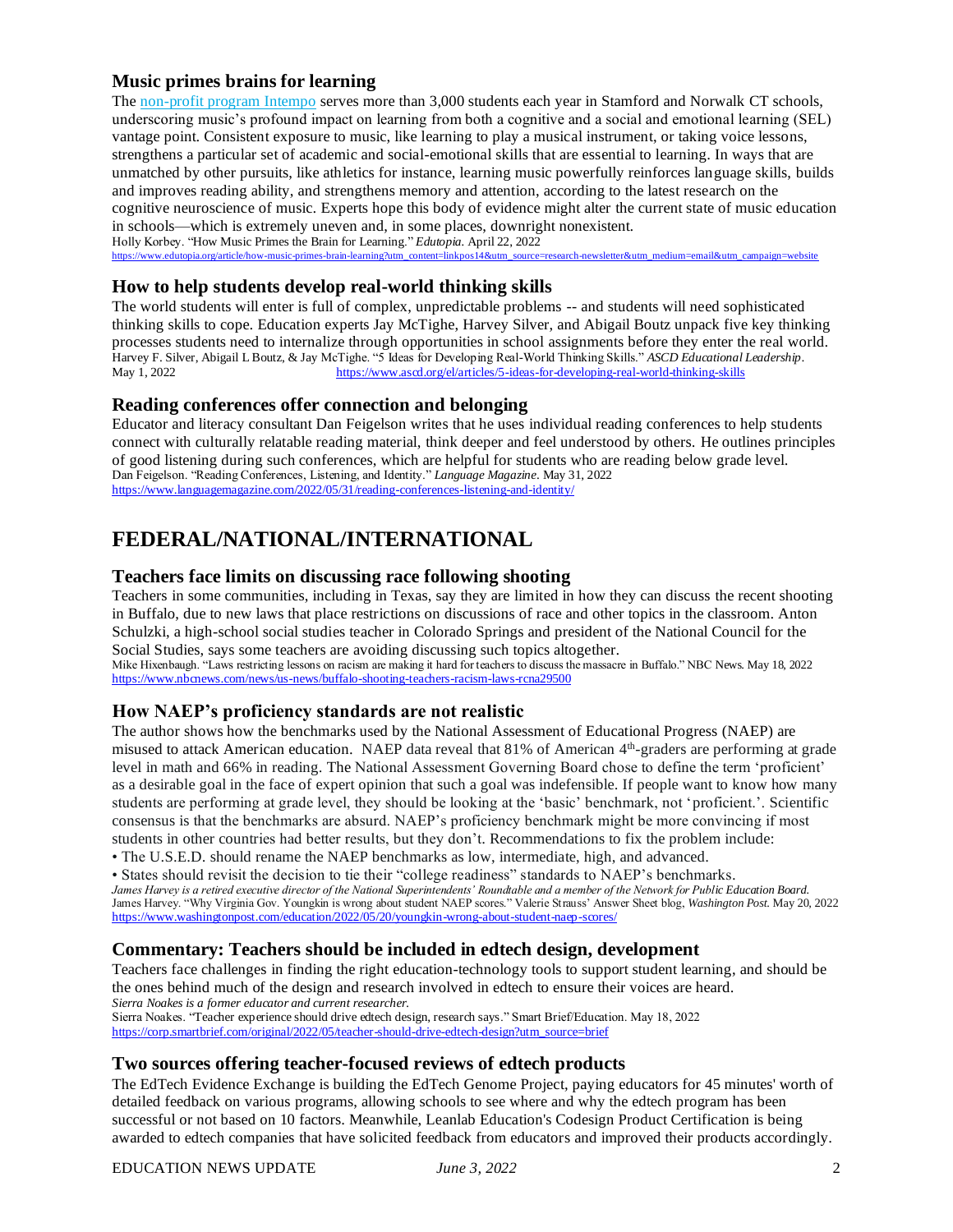### Music primes brains for learning

The [non-profit program Intempo](non-profit program Intempo) serves more than 3,000 students each year in Stamford and Norwalk CT schools, underscoring music's profound impact on learning from both a cognitive and a social and emotional learning (SEL) vantage point. Consistent exposure to music, like learning to play a musical instrument, or taking voice lessons, strengthens a particular set of academic and social-emotional skills that are essential to learning. In ways that are unmatched by other pursuits, like athletics for instance, learning music powerfully reinforces language skills, builds and improves reading ability, and strengthens memory and attention, according to the latest research on the cognitive neuroscience of music. Experts hope this body of evidence might alter the current state of music education in schools—which is extremely uneven and, in some places, downright nonexistent.

Holly Korbey. "How Music Primes the Brain for Learning." *Edutopia*. April 22, 2022
https://www.edutopia.org/article/how-music-primes-brain-learning?utm_content=linkpos14&utm_source=research-newsletter&utm_medium=email&utm_campaign=website

### How to help students develop real-world thinking skills

The world students will enter is full of complex, unpredictable problems -- and students will need sophisticated thinking skills to cope. Education experts Jay McTighe, Harvey Silver, and Abigail Boutz unpack five key thinking processes students need to internalize through opportunities in school assignments before they enter the real world.

Harvey F. Silver, Abigail L Boutz, & Jay McTighe. "5 Ideas for Developing Real-World Thinking Skills." *ASCD Educational Leadership*. May 1, 2022 https://www.ascd.org/el/articles/5-ideas-for-developing-real-world-thinking-skills

### Reading conferences offer connection and belonging

Educator and literacy consultant Dan Feigelson writes that he uses individual reading conferences to help students connect with culturally relatable reading material, think deeper and feel understood by others. He outlines principles of good listening during such conferences, which are helpful for students who are reading below grade level.

Dan Feigelson. "Reading Conferences, Listening, and Identity." *Language Magazine*. May 31, 2022
https://www.languagemagazine.com/2022/05/31/reading-conferences-listening-and-identity/

## FEDERAL/NATIONAL/INTERNATIONAL

### Teachers face limits on discussing race following shooting

Teachers in some communities, including in Texas, say they are limited in how they can discuss the recent shooting in Buffalo, due to new laws that place restrictions on discussions of race and other topics in the classroom. Anton Schulzki, a high-school social studies teacher in Colorado Springs and president of the National Council for the Social Studies, says some teachers are avoiding discussing such topics altogether.

Mike Hixenbaugh. "Laws restricting lessons on racism are making it hard for teachers to discuss the massacre in Buffalo." NBC News. May 18, 2022
https://www.nbcnews.com/news/us-news/buffalo-shooting-teachers-racism-laws-rcna29500

### How NAEP's proficiency standards are not realistic

The author shows how the benchmarks used by the National Assessment of Educational Progress (NAEP) are misused to attack American education. NAEP data reveal that 81% of American 4th-graders are performing at grade level in math and 66% in reading. The National Assessment Governing Board chose to define the term 'proficient' as a desirable goal in the face of expert opinion that such a goal was indefensible. If people want to know how many students are performing at grade level, they should be looking at the 'basic' benchmark, not 'proficient.'. Scientific consensus is that the benchmarks are absurd. NAEP's proficiency benchmark might be more convincing if most students in other countries had better results, but they don't. Recommendations to fix the problem include:

- The U.S.E.D. should rename the NAEP benchmarks as low, intermediate, high, and advanced.
- States should revisit the decision to tie their "college readiness" standards to NAEP's benchmarks.

*James Harvey is a retired executive director of the National Superintendents' Roundtable and a member of the Network for Public Education Board.*
James Harvey. "Why Virginia Gov. Youngkin is wrong about student NAEP scores." Valerie Strauss' Answer Sheet blog, *Washington Post*. May 20, 2022
https://www.washingtonpost.com/education/2022/05/20/youngkin-wrong-about-student-naep-scores/

### Commentary: Teachers should be included in edtech design, development

Teachers face challenges in finding the right education-technology tools to support student learning, and should be the ones behind much of the design and research involved in edtech to ensure their voices are heard.

*Sierra Noakes is a former educator and current researcher.*
Sierra Noakes. "Teacher experience should drive edtech design, research says." Smart Brief/Education. May 18, 2022
https://corp.smartbrief.com/original/2022/05/teacher-should-drive-edtech-design?utm_source=brief

### Two sources offering teacher-focused reviews of edtech products

The EdTech Evidence Exchange is building the EdTech Genome Project, paying educators for 45 minutes' worth of detailed feedback on various programs, allowing schools to see where and why the edtech program has been successful or not based on 10 factors. Meanwhile, Leanlab Education's Codesign Product Certification is being awarded to edtech companies that have solicited feedback from educators and improved their products accordingly.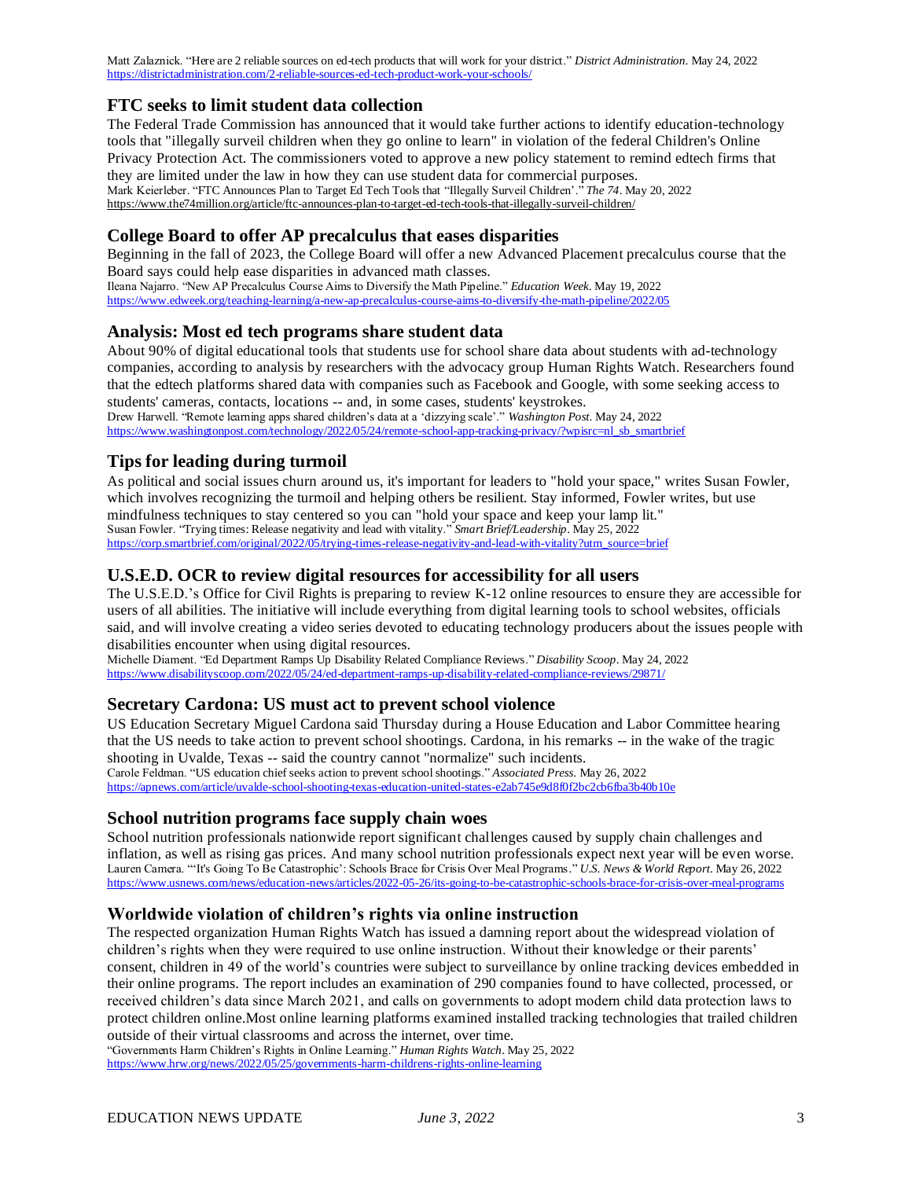Matt Zalaznick. "Here are 2 reliable sources on ed-tech products that will work for your district." *District Administration*. May 24, 2022
https://districtadministration.com/2-reliable-sources-ed-tech-product-work-your-schools/

## FTC seeks to limit student data collection

The Federal Trade Commission has announced that it would take further actions to identify education-technology tools that "illegally surveil children when they go online to learn" in violation of the federal Children's Online Privacy Protection Act. The commissioners voted to approve a new policy statement to remind edtech firms that they are limited under the law in how they can use student data for commercial purposes.

Mark Keierleber. "FTC Announces Plan to Target Ed Tech Tools that "Illegally Surveil Children'." *The 74*. May 20, 2022
https://www.the74million.org/article/ftc-announces-plan-to-target-ed-tech-tools-that-illegally-surveil-children/

## College Board to offer AP precalculus that eases disparities

Beginning in the fall of 2023, the College Board will offer a new Advanced Placement precalculus course that the Board says could help ease disparities in advanced math classes.

Ileana Najarro. "New AP Precalculus Course Aims to Diversify the Math Pipeline." *Education Week*. May 19, 2022
https://www.edweek.org/teaching-learning/a-new-ap-precalculus-course-aims-to-diversify-the-math-pipeline/2022/05

## Analysis: Most ed tech programs share student data

About 90% of digital educational tools that students use for school share data about students with ad-technology companies, according to analysis by researchers with the advocacy group Human Rights Watch. Researchers found that the edtech platforms shared data with companies such as Facebook and Google, with some seeking access to students' cameras, contacts, locations -- and, in some cases, students' keystrokes.

Drew Harwell. "Remote learning apps shared children's data at a 'dizzying scale'." *Washington Post*. May 24, 2022
https://www.washingtonpost.com/technology/2022/05/24/remote-school-app-tracking-privacy/?wpisrc=nl_sb_smartbrief

## Tips for leading during turmoil

As political and social issues churn around us, it's important for leaders to "hold your space," writes Susan Fowler, which involves recognizing the turmoil and helping others be resilient. Stay informed, Fowler writes, but use mindfulness techniques to stay centered so you can "hold your space and keep your lamp lit."

Susan Fowler. "Trying times: Release negativity and lead with vitality." *Smart Brief/Leadership*. May 25, 2022
https://corp.smartbrief.com/original/2022/05/trying-times-release-negativity-and-lead-with-vitality?utm_source=brief

## U.S.E.D. OCR to review digital resources for accessibility for all users

The U.S.E.D.'s Office for Civil Rights is preparing to review K-12 online resources to ensure they are accessible for users of all abilities. The initiative will include everything from digital learning tools to school websites, officials said, and will involve creating a video series devoted to educating technology producers about the issues people with disabilities encounter when using digital resources.

Michelle Diament. "Ed Department Ramps Up Disability Related Compliance Reviews." *Disability Scoop*. May 24, 2022
https://www.disabilityscoop.com/2022/05/24/ed-department-ramps-up-disability-related-compliance-reviews/29871/

## Secretary Cardona: US must act to prevent school violence

US Education Secretary Miguel Cardona said Thursday during a House Education and Labor Committee hearing that the US needs to take action to prevent school shootings. Cardona, in his remarks -- in the wake of the tragic shooting in Uvalde, Texas -- said the country cannot "normalize" such incidents.

Carole Feldman. "US education chief seeks action to prevent school shootings." *Associated Press*. May 26, 2022
https://apnews.com/article/uvalde-school-shooting-texas-education-united-states-e2ab745e9d8f0f2bc2cb6fba3b40b10e

## School nutrition programs face supply chain woes

School nutrition professionals nationwide report significant challenges caused by supply chain challenges and inflation, as well as rising gas prices. And many school nutrition professionals expect next year will be even worse.

Lauren Camera. "'It's Going To Be Catastrophic': Schools Brace for Crisis Over Meal Programs." *U.S. News & World Report*. May 26, 2022
https://www.usnews.com/news/education-news/articles/2022-05-26/its-going-to-be-catastrophic-schools-brace-for-crisis-over-meal-programs

## Worldwide violation of children's rights via online instruction

The respected organization Human Rights Watch has issued a damning report about the widespread violation of children's rights when they were required to use online instruction. Without their knowledge or their parents' consent, children in 49 of the world's countries were subject to surveillance by online tracking devices embedded in their online programs. The report includes an examination of 290 companies found to have collected, processed, or received children's data since March 2021, and calls on governments to adopt modern child data protection laws to protect children online.Most online learning platforms examined installed tracking technologies that trailed children outside of their virtual classrooms and across the internet, over time.

"Governments Harm Children's Rights in Online Learning." *Human Rights Watch*. May 25, 2022
https://www.hrw.org/news/2022/05/25/governments-harm-childrens-rights-online-learning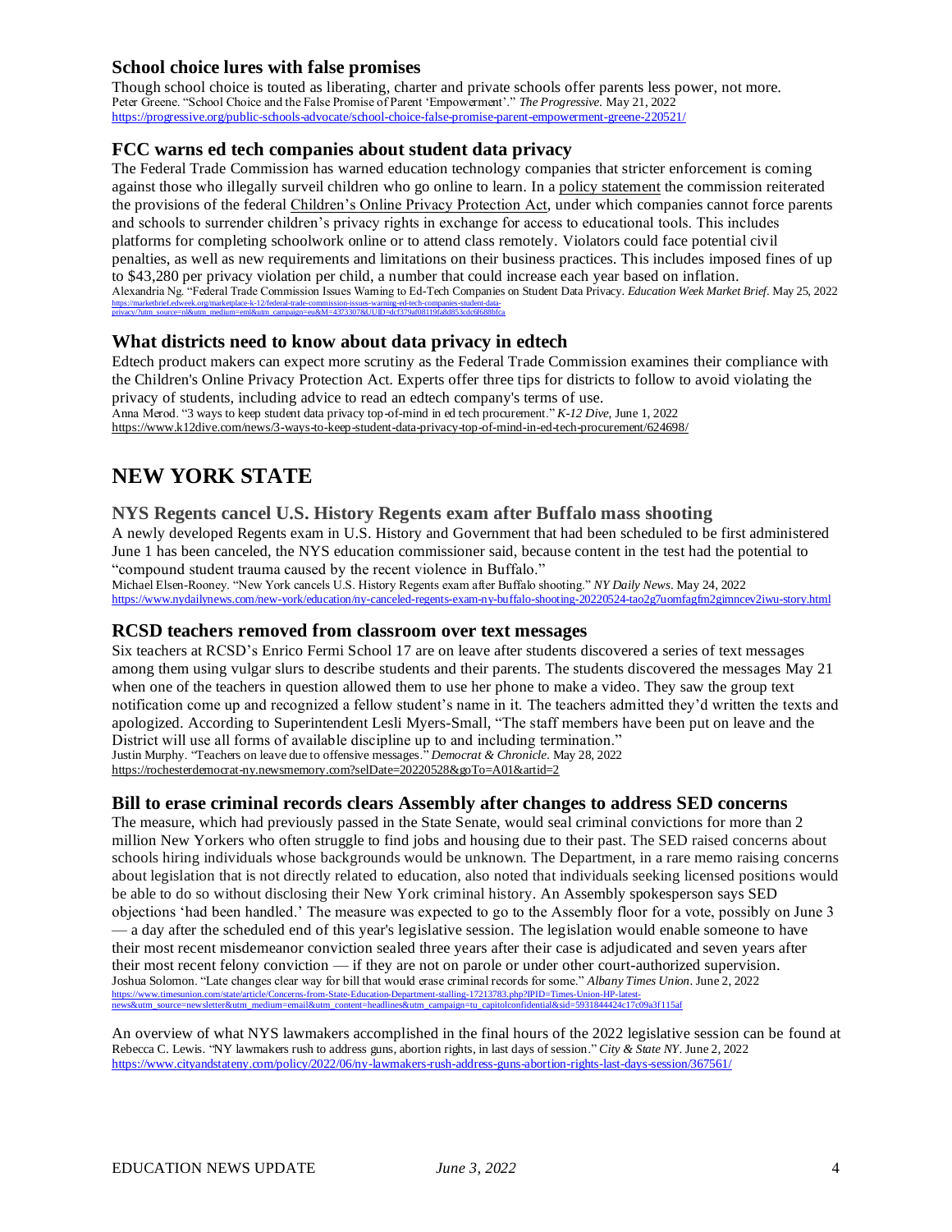### School choice lures with false promises

Though school choice is touted as liberating, charter and private schools offer parents less power, not more.
Peter Greene. "School Choice and the False Promise of Parent 'Empowerment'." *The Progressive*. May 21, 2022
https://progressive.org/public-schools-advocate/school-choice-false-promise-parent-empowerment-greene-220521/

### FCC warns ed tech companies about student data privacy

The Federal Trade Commission has warned education technology companies that stricter enforcement is coming against those who illegally surveil children who go online to learn. In a policy statement the commission reiterated the provisions of the federal Children's Online Privacy Protection Act, under which companies cannot force parents and schools to surrender children's privacy rights in exchange for access to educational tools. This includes platforms for completing schoolwork online or to attend class remotely. Violators could face potential civil penalties, as well as new requirements and limitations on their business practices. This includes imposed fines of up to $43,280 per privacy violation per child, a number that could increase each year based on inflation.
Alexandria Ng. "Federal Trade Commission Issues Warning to Ed-Tech Companies on Student Data Privacy. *Education Week Market Brief*. May 25, 2022
https://marketbrief.edweek.org/marketplace-k-12/federal-trade-commission-issues-warning-ed-tech-companies-student-data-privacy/?utm_source=nl&utm_medium=eml&utm_campaign=eu&M=4373307&UUID=dcf379af08119fa8d853cdc6f688bfca

### What districts need to know about data privacy in edtech

Edtech product makers can expect more scrutiny as the Federal Trade Commission examines their compliance with the Children's Online Privacy Protection Act. Experts offer three tips for districts to follow to avoid violating the privacy of students, including advice to read an edtech company's terms of use.
Anna Merod. "3 ways to keep student data privacy top-of-mind in ed tech procurement." *K-12 Dive*, June 1, 2022
https://www.k12dive.com/news/3-ways-to-keep-student-data-privacy-top-of-mind-in-ed-tech-procurement/624698/

## NEW YORK STATE

### NYS Regents cancel U.S. History Regents exam after Buffalo mass shooting

A newly developed Regents exam in U.S. History and Government that had been scheduled to be first administered June 1 has been canceled, the NYS education commissioner said, because content in the test had the potential to "compound student trauma caused by the recent violence in Buffalo."
Michael Elsen-Rooney. "New York cancels U.S. History Regents exam after Buffalo shooting." *NY Daily News*. May 24, 2022
https://www.nydailynews.com/new-york/education/ny-canceled-regents-exam-ny-buffalo-shooting-20220524-tao2g7uomfagfm2gimncev2iwu-story.html

### RCSD teachers removed from classroom over text messages

Six teachers at RCSD's Enrico Fermi School 17 are on leave after students discovered a series of text messages among them using vulgar slurs to describe students and their parents. The students discovered the messages May 21 when one of the teachers in question allowed them to use her phone to make a video. They saw the group text notification come up and recognized a fellow student's name in it. The teachers admitted they'd written the texts and apologized. According to Superintendent Lesli Myers-Small, "The staff members have been put on leave and the District will use all forms of available discipline up to and including termination."
Justin Murphy. "Teachers on leave due to offensive messages." *Democrat & Chronicle*. May 28, 2022
https://rochesterdemocrat-ny.newsmemory.com?selDate=20220528&goTo=A01&artid=2

### Bill to erase criminal records clears Assembly after changes to address SED concerns

The measure, which had previously passed in the State Senate, would seal criminal convictions for more than 2 million New Yorkers who often struggle to find jobs and housing due to their past. The SED raised concerns about schools hiring individuals whose backgrounds would be unknown. The Department, in a rare memo raising concerns about legislation that is not directly related to education, also noted that individuals seeking licensed positions would be able to do so without disclosing their New York criminal history. An Assembly spokesperson says SED objections 'had been handled.' The measure was expected to go to the Assembly floor for a vote, possibly on June 3 — a day after the scheduled end of this year's legislative session. The legislation would enable someone to have their most recent misdemeanor conviction sealed three years after their case is adjudicated and seven years after their most recent felony conviction — if they are not on parole or under other court-authorized supervision.
Joshua Solomon. "Late changes clear way for bill that would erase criminal records for some." *Albany Times Union*. June 2, 2022
https://www.timesunion.com/state/article/Concerns-from-State-Education-Department-stalling-17213783.php?IPID=Times-Union-HP-latest-news&utm_source=newsletter&utm_medium=email&utm_content=headlines&utm_campaign=tu_capitolconfidential&sid=5931844424c17c09a3f115af

An overview of what NYS lawmakers accomplished in the final hours of the 2022 legislative session can be found at
Rebecca C. Lewis. "NY lawmakers rush to address guns, abortion rights, in last days of session." *City & State NY*. June 2, 2022
https://www.cityandstateny.com/policy/2022/06/ny-lawmakers-rush-address-guns-abortion-rights-last-days-session/367561/